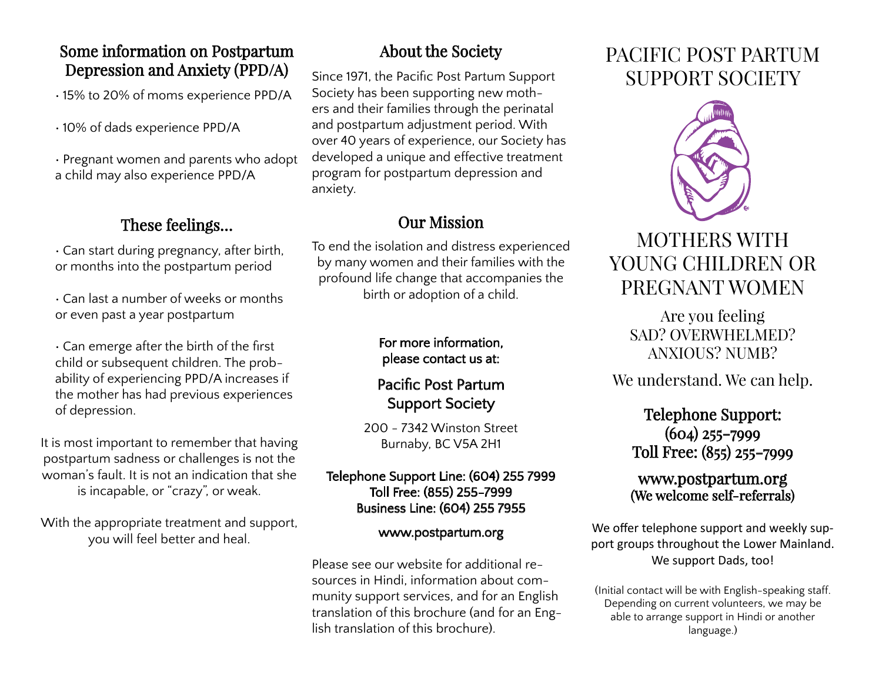## Some information on Postpartum Depression and Anxiety (PPD/A)

- 15% to 20% of moms experience PPD/A
- 10% of dads experience PPD/A
- Pregnant women and parents who adopt a child may also experience PPD/A

## These feelings...

- Can start during pregnancy, after birth, or months into the postpartum period
- Can last a number of weeks or months or even past a year postpartum
- Can emerge after the birth of the first child or subsequent children. The probability of experiencing PPD/A increases if the mother has had previous experiences of depression.

It is most important to remember that having postpartum sadness or challenges is not the woman's fault. It is not an indication that she is incapable, or "crazy", or weak.

With the appropriate treatment and support, you will feel better and heal.

## About the Society

Since 1971, the Pacific Post Partum Support Society has been supporting new mothers and their families through the perinatal and postpartum adjustment period. With over 40 years of experience, our Society has developed a unique and effective treatment program for postpartum depression and anxiety.

## Our Mission

To end the isolation and distress experienced by many women and their families with the profound life change that accompanies the birth or adoption of a child.

For more information, please contact us at:

**Pacific Post Partum Support Society**

200 - 7342 Winston Street
Burnaby, BC V5A 2H1

Telephone Support Line: (604) 255 7999
Toll Free: (855) 255-7999
Business Line: (604) 255 7955

www.postpartum.org

Please see our website for additional resources in Hindi, information about community support services, and for an English translation of this brochure (and for an English translation of this brochure).

# PACIFIC POST PARTUM SUPPORT SOCIETY

## MOTHERS WITH YOUNG CHILDREN OR PREGNANT WOMEN

Are you feeling
SAD? OVERWHELMED?
ANXIOUS? NUMB?

We understand. We can help.

**Telephone Support:**
**(604) 255-7999**
**Toll Free: (855) 255-7999**

www.postpartum.org
(We welcome self-referrals)

We offer telephone support and weekly support groups throughout the Lower Mainland. We support Dads, too!

(Initial contact will be with English-speaking staff. Depending on current volunteers, we may be able to arrange support in Hindi or another language.)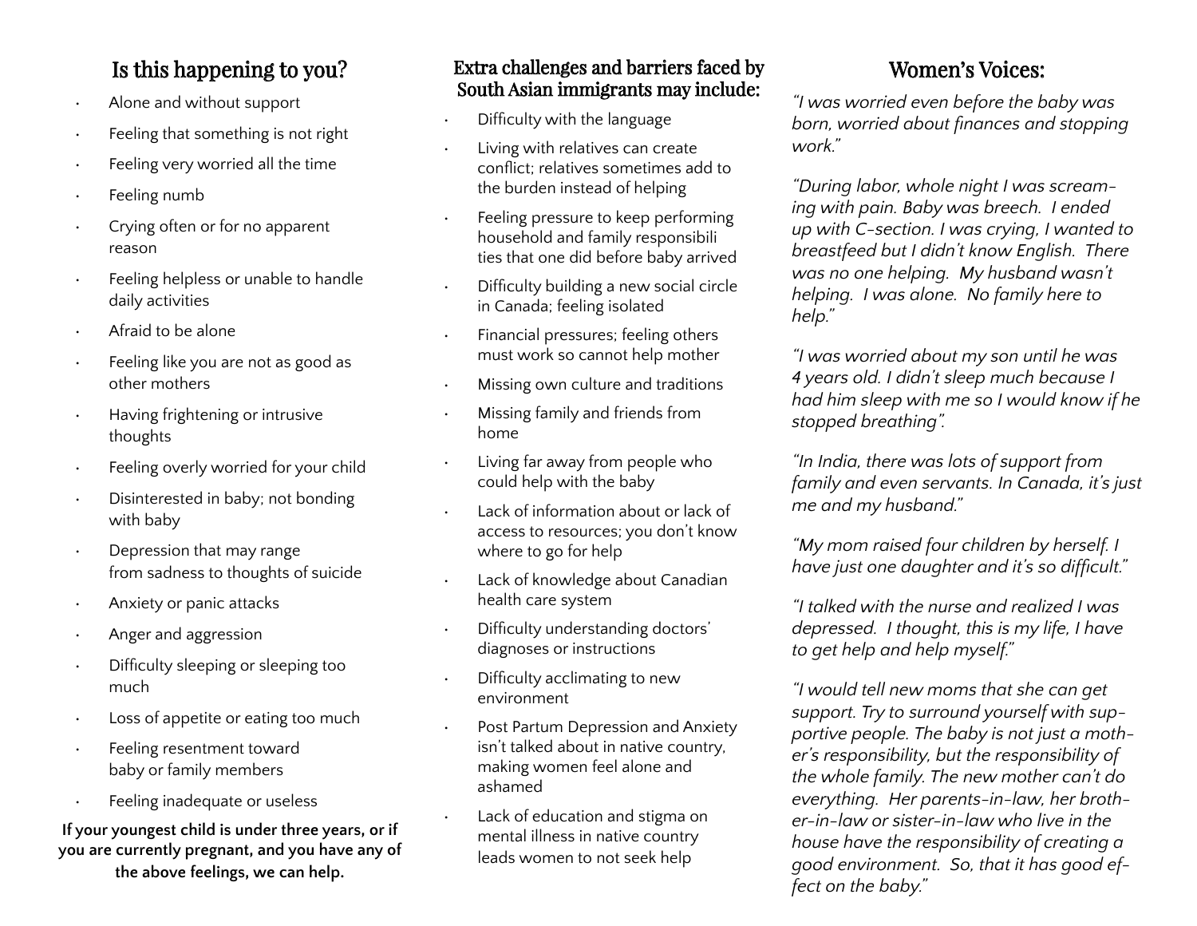## Is this happening to you?

- Alone and without support
- Feeling that something is not right
- Feeling very worried all the time
- Feeling numb
- Crying often or for no apparent reason
- Feeling helpless or unable to handle daily activities
- Afraid to be alone
- Feeling like you are not as good as other mothers
- Having frightening or intrusive thoughts
- Feeling overly worried for your child
- Disinterested in baby; not bonding with baby
- Depression that may range from sadness to thoughts of suicide
- Anxiety or panic attacks
- Anger and aggression
- Difficulty sleeping or sleeping too much
- Loss of appetite or eating too much
- Feeling resentment toward baby or family members
- Feeling inadequate or useless

**If your youngest child is under three years, or if you are currently pregnant, and you have any of the above feelings, we can help.**

## Extra challenges and barriers faced by South Asian immigrants may include:

- Difficulty with the language
- Living with relatives can create conflict; relatives sometimes add to the burden instead of helping
- Feeling pressure to keep performing household and family responsibilities that one did before baby arrived
- Difficulty building a new social circle in Canada; feeling isolated
- Financial pressures; feeling others must work so cannot help mother
- Missing own culture and traditions
- Missing family and friends from home
- Living far away from people who could help with the baby
- Lack of information about or lack of access to resources; you don't know where to go for help
- Lack of knowledge about Canadian health care system
- Difficulty understanding doctors' diagnoses or instructions
- Difficulty acclimating to new environment
- Post Partum Depression and Anxiety isn't talked about in native country, making women feel alone and ashamed
- Lack of education and stigma on mental illness in native country leads women to not seek help

## Women's Voices:

*"I was worried even before the baby was born, worried about finances and stopping work."*

*"During labor, whole night I was screaming with pain. Baby was breech. I ended up with C-section. I was crying, I wanted to breastfeed but I didn't know English. There was no one helping. My husband wasn't helping. I was alone. No family here to help."*

*"I was worried about my son until he was 4 years old. I didn't sleep much because I had him sleep with me so I would know if he stopped breathing".*

*"In India, there was lots of support from family and even servants. In Canada, it's just me and my husband."*

*"My mom raised four children by herself. I have just one daughter and it's so difficult."*

*"I talked with the nurse and realized I was depressed. I thought, this is my life, I have to get help and help myself."*

*"I would tell new moms that she can get support. Try to surround yourself with supportive people. The baby is not just a mother's responsibility, but the responsibility of the whole family. The new mother can't do everything. Her parents-in-law, her brother-in-law or sister-in-law who live in the house have the responsibility of creating a good environment. So, that it has good effect on the baby."*